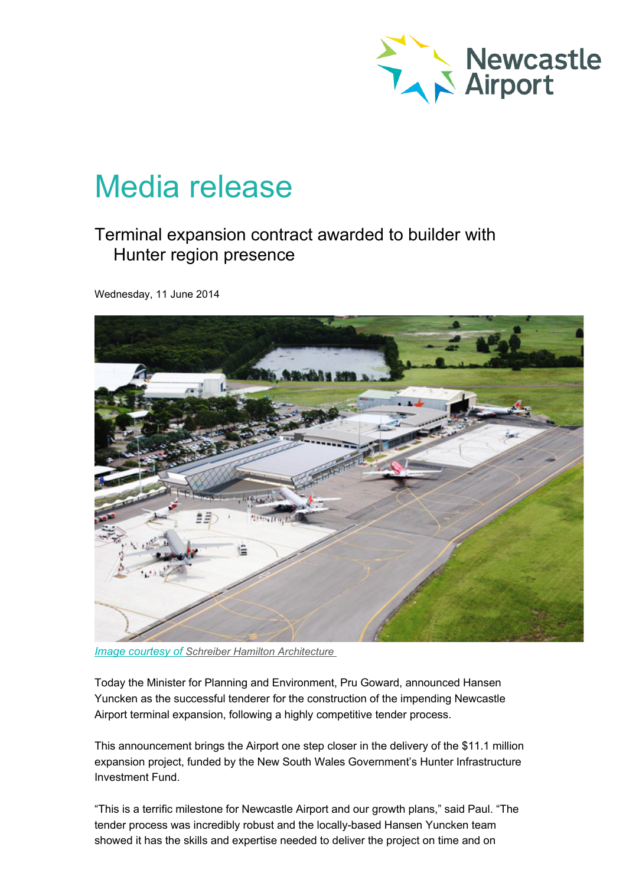# Media release

## Terminal expansion contract awarded to builder with Hunter region presence

Wednesday, 11 June 2014

*Image courtesy of Schreiber Hamilton Architecture*

Today the Minister for Planning and Environment, Pru Goward, announced Hansen Yuncken as the successful tenderer for the construction of the impending Newcastle Airport terminal expansion, following a highly competitive tender process.

This announcement brings the Airport one step closer in the delivery of the $11.1 million expansion project, funded by the New South Wales Government's Hunter Infrastructure Investment Fund.

"This is a terrific milestone for Newcastle Airport and our growth plans," said Paul. "The tender process was incredibly robust and the locally-based Hansen Yuncken team showed it has the skills and expertise needed to deliver the project on time and on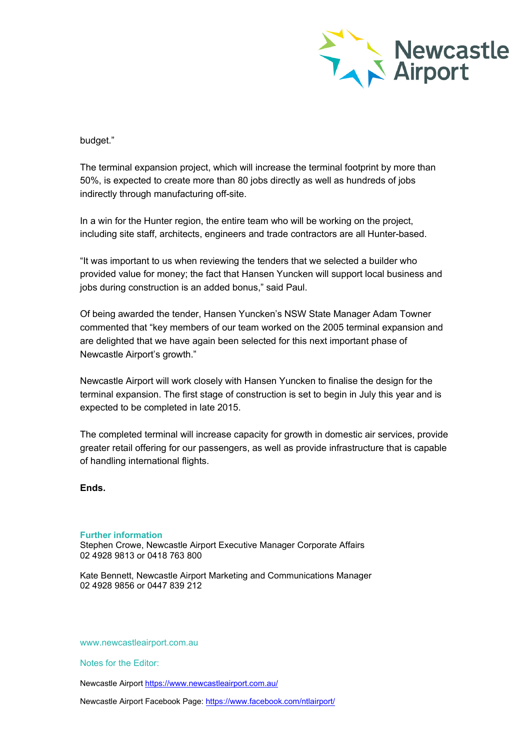budget."

The terminal expansion project, which will increase the terminal footprint by more than 50%, is expected to create more than 80 jobs directly as well as hundreds of jobs indirectly through manufacturing off-site.

In a win for the Hunter region, the entire team who will be working on the project, including site staff, architects, engineers and trade contractors are all Hunter-based.

"It was important to us when reviewing the tenders that we selected a builder who provided value for money; the fact that Hansen Yuncken will support local business and jobs during construction is an added bonus," said Paul.

Of being awarded the tender, Hansen Yuncken's NSW State Manager Adam Towner commented that "key members of our team worked on the 2005 terminal expansion and are delighted that we have again been selected for this next important phase of Newcastle Airport's growth."

Newcastle Airport will work closely with Hansen Yuncken to finalise the design for the terminal expansion. The first stage of construction is set to begin in July this year and is expected to be completed in late 2015.

The completed terminal will increase capacity for growth in domestic air services, provide greater retail offering for our passengers, as well as provide infrastructure that is capable of handling international flights.

**Ends.**

**Further information**
Stephen Crowe, Newcastle Airport Executive Manager Corporate Affairs
02 4928 9813 or 0418 763 800

Kate Bennett, Newcastle Airport Marketing and Communications Manager
02 4928 9856 or 0447 839 212

www.newcastleairport.com.au

Notes for the Editor:

Newcastle Airport https://www.newcastleairport.com.au/

Newcastle Airport Facebook Page: https://www.facebook.com/ntlairport/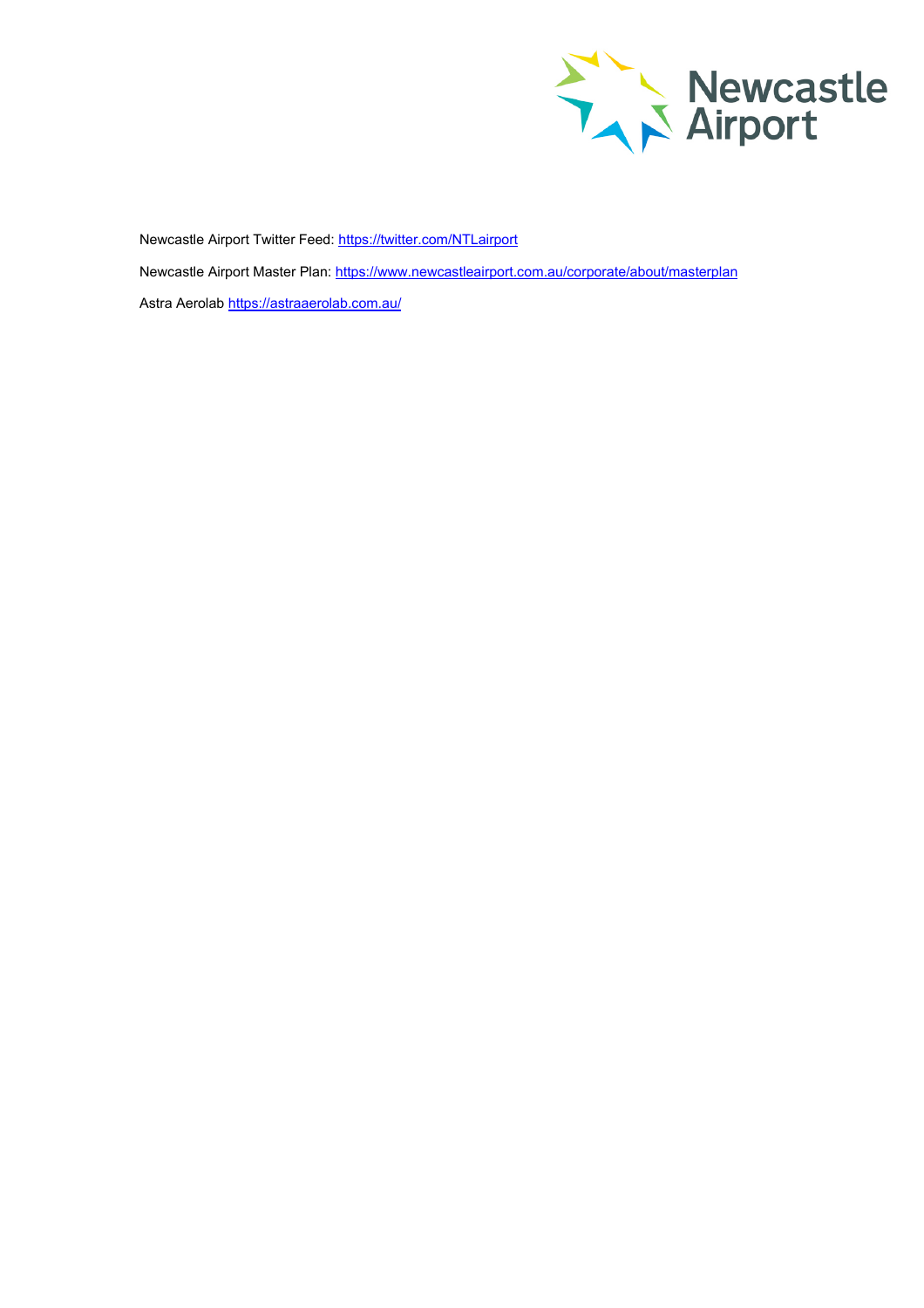Newcastle Airport Twitter Feed: https://twitter.com/NTLairport

Newcastle Airport Master Plan: https://www.newcastleairport.com.au/corporate/about/masterplan

Astra Aerolab https://astraaerolab.com.au/